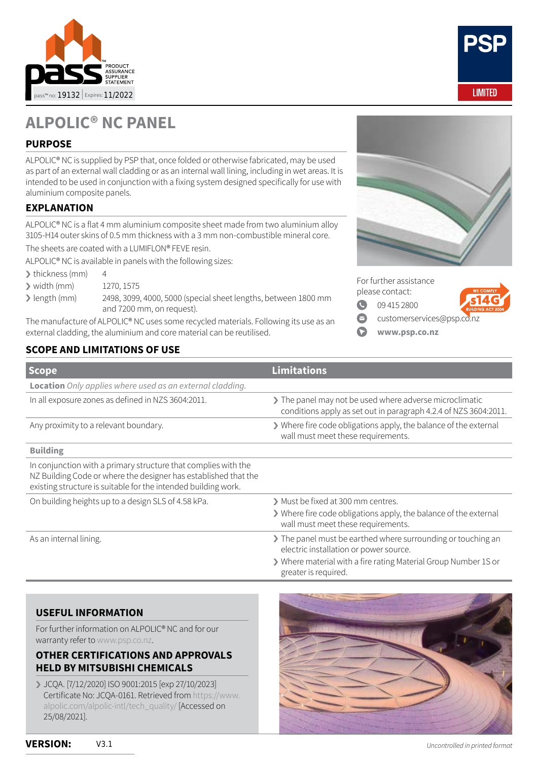pass™ PRODUCT ASSURANCE SUPPLIER STATEMENT

pass™ no: 19132 | Expires: 11/2022

PSP LIMITED

# ALPOLIC® NC PANEL

## PURPOSE

ALPOLIC® NC is supplied by PSP that, once folded or otherwise fabricated, may be used as part of an external wall cladding or as an internal wall lining, including in wet areas. It is intended to be used in conjunction with a fixing system designed specifically for use with aluminium composite panels.

## EXPLANATION

ALPOLIC® NC is a flat 4 mm aluminium composite sheet made from two aluminium alloy 3105-H14 outer skins of 0.5 mm thickness with a 3 mm non-combustible mineral core.

The sheets are coated with a LUMIFLON® FEVE resin.

ALPOLIC® NC is available in panels with the following sizes:

- thickness (mm) 4
- width (mm) 1270, 1575
- length (mm) 2498, 3099, 4000, 5000 (special sheet lengths, between 1800 mm and 7200 mm, on request).

The manufacture of ALPOLIC® NC uses some recycled materials. Following its use as an external cladding, the aluminium and core material can be reutilised.

For further assistance please contact:

- 09 415 2800
- customerservices@psp.co.nz
- www.psp.co.nz

WE COMPLY s14G BUILDING ACT 2004

## SCOPE AND LIMITATIONS OF USE

| Scope | Limitations |
|---|---|
| **Location** *Only applies where used as an external cladding.* | |
| In all exposure zones as defined in NZS 3604:2011. | The panel may not be used where adverse microclimatic conditions apply as set out in paragraph 4.2.4 of NZS 3604:2011. |
| Any proximity to a relevant boundary. | Where fire code obligations apply, the balance of the external wall must meet these requirements. |
| **Building** | |
| In conjunction with a primary structure that complies with the NZ Building Code or where the designer has established that the existing structure is suitable for the intended building work. | |
| On building heights up to a design SLS of 4.58 kPa. | Must be fixed at 300 mm centres.<br>Where fire code obligations apply, the balance of the external wall must meet these requirements. |
| As an internal lining. | The panel must be earthed where surrounding or touching an electric installation or power source.<br>Where material with a fire rating Material Group Number 1S or greater is required. |

## USEFUL INFORMATION

For further information on ALPOLIC® NC and for our warranty refer to www.psp.co.nz.

## OTHER CERTIFICATIONS AND APPROVALS HELD BY MITSUBISHI CHEMICALS

- JCQA. [7/12/2020] ISO 9001:2015 [exp 27/10/2023] Certificate No: JCQA-0161. Retrieved from https://www.alpolic.com/alpolic-intl/tech_quality/ [Accessed on 25/08/2021].

**VERSION:** V3.1

*Uncontrolled in printed format*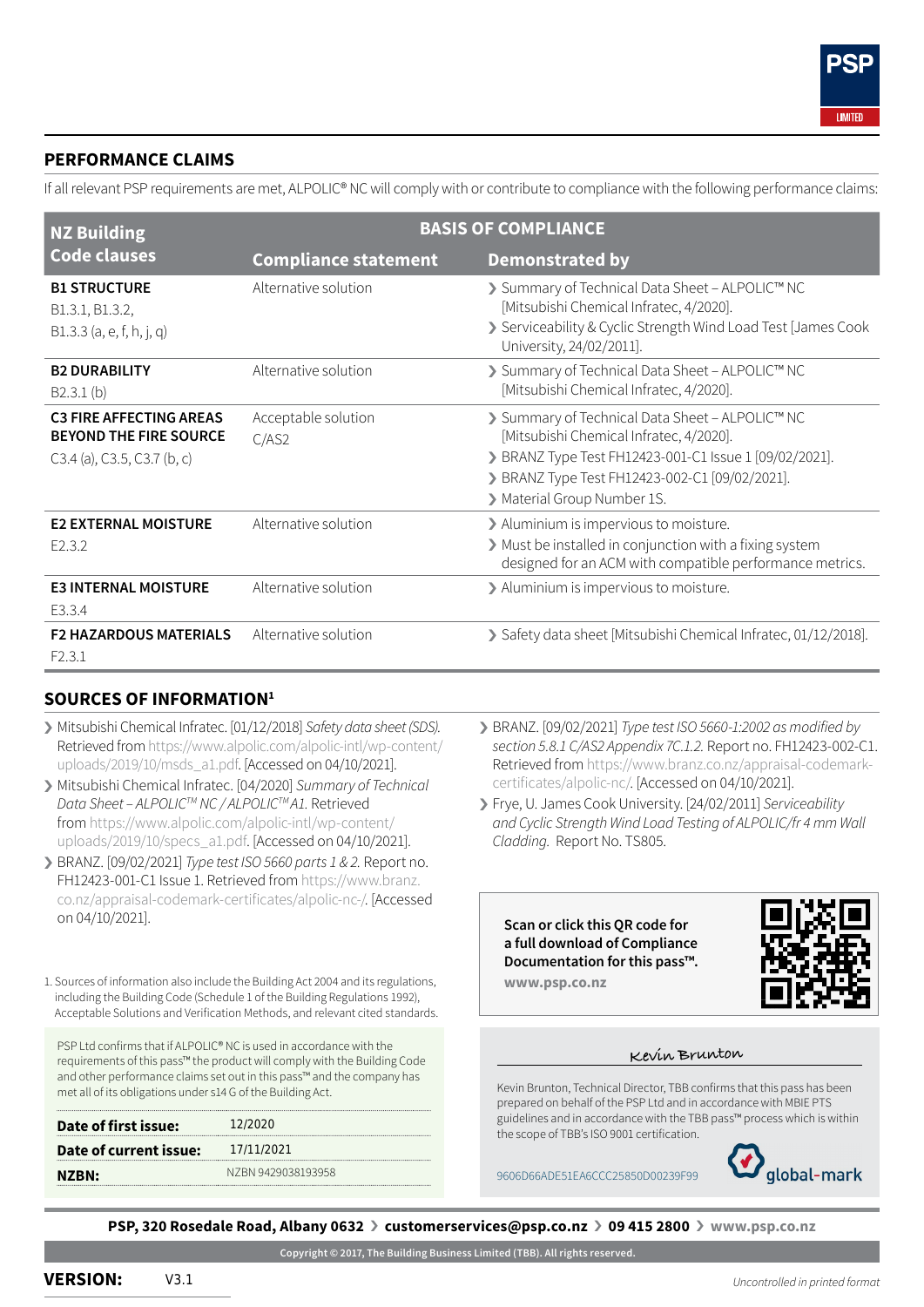## PERFORMANCE CLAIMS

If all relevant PSP requirements are met, ALPOLIC® NC will comply with or contribute to compliance with the following performance claims:

| NZ Building Code clauses | BASIS OF COMPLIANCE | |
|---|---|---|
| | **Compliance statement** | **Demonstrated by** |
| **B1 STRUCTURE**<br>B1.3.1, B1.3.2,<br>B1.3.3 (a, e, f, h, j, q) | Alternative solution | ❯ Summary of Technical Data Sheet – ALPOLIC™ NC [Mitsubishi Chemical Infratec, 4/2020].<br>❯ Serviceability & Cyclic Strength Wind Load Test [James Cook University, 24/02/2011]. |
| **B2 DURABILITY**<br>B2.3.1 (b) | Alternative solution | ❯ Summary of Technical Data Sheet – ALPOLIC™ NC [Mitsubishi Chemical Infratec, 4/2020]. |
| **C3 FIRE AFFECTING AREAS BEYOND THE FIRE SOURCE**<br>C3.4 (a), C3.5, C3.7 (b, c) | Acceptable solution C/AS2 | ❯ Summary of Technical Data Sheet – ALPOLIC™ NC [Mitsubishi Chemical Infratec, 4/2020].<br>❯ BRANZ Type Test FH12423-001-C1 Issue 1 [09/02/2021].<br>❯ BRANZ Type Test FH12423-002-C1 [09/02/2021].<br>❯ Material Group Number 1S. |
| **E2 EXTERNAL MOISTURE**<br>E2.3.2 | Alternative solution | ❯ Aluminium is impervious to moisture.<br>❯ Must be installed in conjunction with a fixing system designed for an ACM with compatible performance metrics. |
| **E3 INTERNAL MOISTURE**<br>E3.3.4 | Alternative solution | ❯ Aluminium is impervious to moisture. |
| **F2 HAZARDOUS MATERIALS**<br>F2.3.1 | Alternative solution | ❯ Safety data sheet [Mitsubishi Chemical Infratec, 01/12/2018]. |

## SOURCES OF INFORMATION[1]

- Mitsubishi Chemical Infratec. [01/12/2018] *Safety data sheet (SDS).* Retrieved from https://www.alpolic.com/alpolic-intl/wp-content/uploads/2019/10/msds_a1.pdf. [Accessed on 04/10/2021].
- Mitsubishi Chemical Infratec. [04/2020] *Summary of Technical Data Sheet – ALPOLIC™ NC / ALPOLIC™ A1.* Retrieved from https://www.alpolic.com/alpolic-intl/wp-content/uploads/2019/10/specs_a1.pdf. [Accessed on 04/10/2021].
- BRANZ. [09/02/2021] *Type test ISO 5660 parts 1 & 2.* Report no. FH12423-001-C1 Issue 1. Retrieved from https://www.branz.co.nz/appraisal-codemark-certificates/alpolic-nc-/. [Accessed on 04/10/2021].
- BRANZ. [09/02/2021] *Type test ISO 5660-1:2002 as modified by section 5.8.1 C/AS2 Appendix 7C.1.2.* Report no. FH12423-002-C1. Retrieved from https://www.branz.co.nz/appraisal-codemark-certificates/alpolic-nc/. [Accessed on 04/10/2021].
- Frye, U. James Cook University. [24/02/2011] *Serviceability and Cyclic Strength Wind Load Testing of ALPOLIC/fr 4 mm Wall Cladding.* Report No. TS805.

1. Sources of information also include the Building Act 2004 and its regulations, including the Building Code (Schedule 1 of the Building Regulations 1992), Acceptable Solutions and Verification Methods, and relevant cited standards.

**Scan or click this QR code for a full download of Compliance Documentation for this pass™.**
**www.psp.co.nz**

PSP Ltd confirms that if ALPOLIC® NC is used in accordance with the requirements of this pass™ the product will comply with the Building Code and other performance claims set out in this pass™ and the company has met all of its obligations under s14 G of the Building Act.

| | |
|---|---|
| **Date of first issue:** | 12/2020 |
| **Date of current issue:** | 17/11/2021 |
| **NZBN:** | NZBN 9429038193958 |

Kevin Brunton

Kevin Brunton, Technical Director, TBB confirms that this pass has been prepared on behalf of the PSP Ltd and in accordance with MBIE PTS guidelines and in accordance with the TBB pass™ process which is within the scope of TBB's ISO 9001 certification.

9606D66ADE51EA6CCC25850D00239F99

global-mark

**PSP, 320 Rosedale Road, Albany 0632 ❯ customerservices@psp.co.nz ❯ 09 415 2800 ❯ www.psp.co.nz**

Copyright © 2017, The Building Business Limited (TBB). All rights reserved.

**VERSION:** V3.1

*Uncontrolled in printed format*